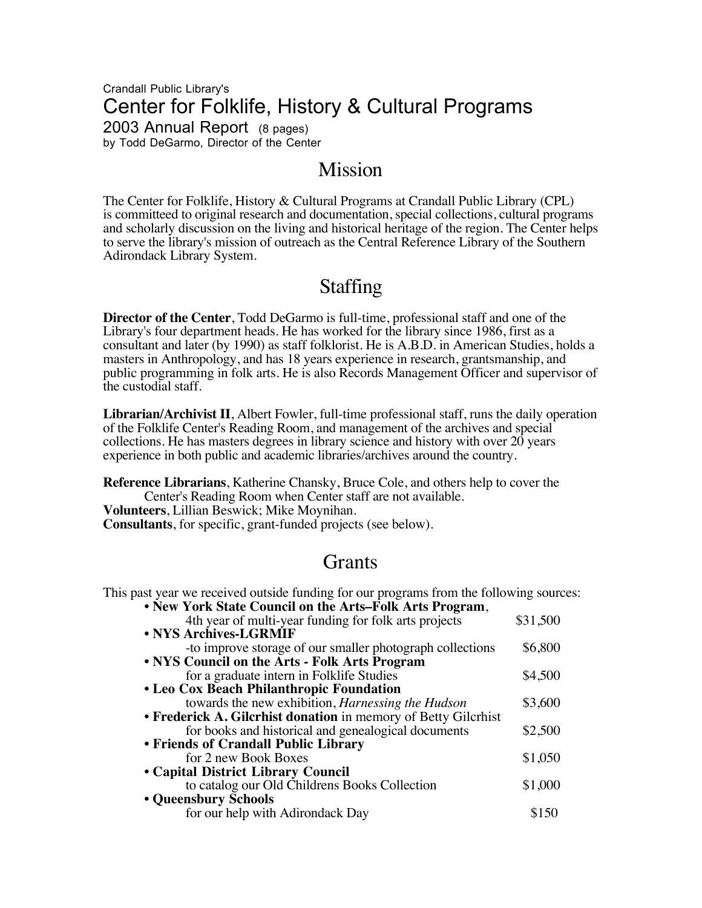Crandall Public Library's

# Center for Folklife, History & Cultural Programs

2003 Annual Report (8 pages)

by Todd DeGarmo, Director of the Center

## Mission

The Center for Folklife, History & Cultural Programs at Crandall Public Library (CPL) is committed to original research and documentation, special collections, cultural programs and scholarly discussion on the living and historical heritage of the region. The Center helps to serve the library's mission of outreach as the Central Reference Library of the Southern Adirondack Library System.

## Staffing

**Director of the Center**, Todd DeGarmo is full-time, professional staff and one of the Library's four department heads. He has worked for the library since 1986, first as a consultant and later (by 1990) as staff folklorist. He is A.B.D. in American Studies, holds a masters in Anthropology, and has 18 years experience in research, grantsmanship, and public programming in folk arts. He is also Records Management Officer and supervisor of the custodial staff.

**Librarian/Archivist II**, Albert Fowler, full-time professional staff, runs the daily operation of the Folklife Center's Reading Room, and management of the archives and special collections. He has masters degrees in library science and history with over 20 years experience in both public and academic libraries/archives around the country.

**Reference Librarians**, Katherine Chansky, Bruce Cole, and others help to cover the Center's Reading Room when Center staff are not available.

**Volunteers**, Lillian Beswick; Mike Moynihan.

**Consultants**, for specific, grant-funded projects (see below).

## Grants

This past year we received outside funding for our programs from the following sources:

- **New York State Council on the Arts–Folk Arts Program**,
  4th year of multi-year funding for folk arts projects — $31,500
- **NYS Archives-LGRMIF**
  -to improve storage of our smaller photograph collections — $6,800
- **NYS Council on the Arts - Folk Arts Program**
  for a graduate intern in Folklife Studies — $4,500
- **Leo Cox Beach Philanthropic Foundation**
  towards the new exhibition, *Harnessing the Hudson* — $3,600
- **Frederick A. Gilcrhist donation** in memory of Betty Gilcrhist
  for books and historical and genealogical documents — $2,500
- **Friends of Crandall Public Library**
  for 2 new Book Boxes — $1,050
- **Capital District Library Council**
  to catalog our Old Childrens Books Collection — $1,000
- **Queensbury Schools**
  for our help with Adirondack Day — $150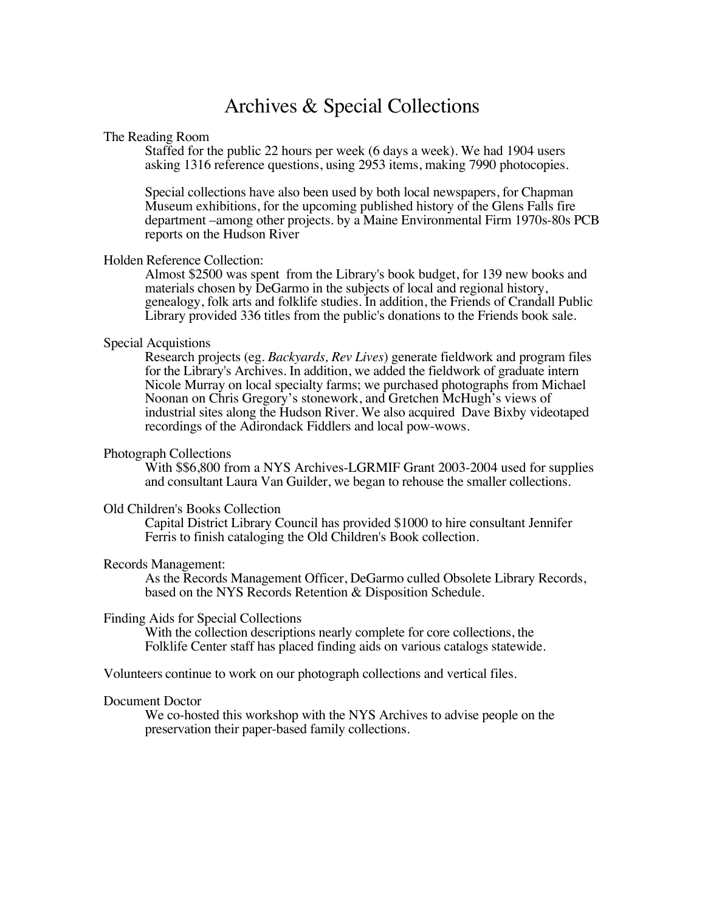# Archives & Special Collections

The Reading Room

Staffed for the public 22 hours per week (6 days a week). We had 1904 users asking 1316 reference questions, using 2953 items, making 7990 photocopies.

Special collections have also been used by both local newspapers, for Chapman Museum exhibitions, for the upcoming published history of the Glens Falls fire department –among other projects. by a Maine Environmental Firm 1970s-80s PCB reports on the Hudson River

Holden Reference Collection:

Almost $2500 was spent from the Library's book budget, for 139 new books and materials chosen by DeGarmo in the subjects of local and regional history, genealogy, folk arts and folklife studies. In addition, the Friends of Crandall Public Library provided 336 titles from the public's donations to the Friends book sale.

Special Acquistions

Research projects (eg. *Backyards, Rev Lives*) generate fieldwork and program files for the Library's Archives. In addition, we added the fieldwork of graduate intern Nicole Murray on local specialty farms; we purchased photographs from Michael Noonan on Chris Gregory's stonework, and Gretchen McHugh's views of industrial sites along the Hudson River. We also acquired Dave Bixby videotaped recordings of the Adirondack Fiddlers and local pow-wows.

Photograph Collections

With $$6,800 from a NYS Archives-LGRMIF Grant 2003-2004 used for supplies and consultant Laura Van Guilder, we began to rehouse the smaller collections.

Old Children's Books Collection

Capital District Library Council has provided $1000 to hire consultant Jennifer Ferris to finish cataloging the Old Children's Book collection.

Records Management:

As the Records Management Officer, DeGarmo culled Obsolete Library Records, based on the NYS Records Retention & Disposition Schedule.

Finding Aids for Special Collections

With the collection descriptions nearly complete for core collections, the Folklife Center staff has placed finding aids on various catalogs statewide.

Volunteers continue to work on our photograph collections and vertical files.

Document Doctor

We co-hosted this workshop with the NYS Archives to advise people on the preservation their paper-based family collections.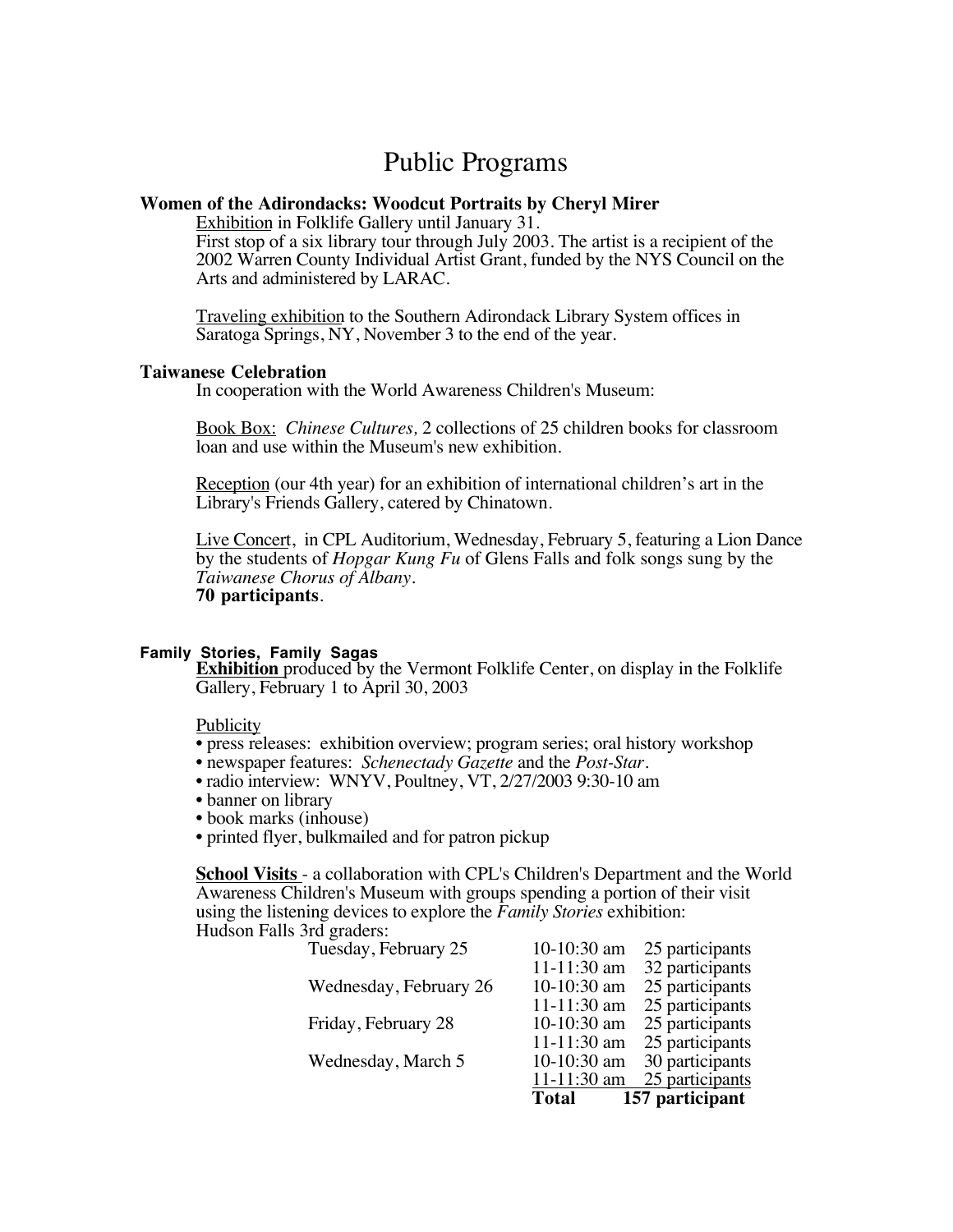# Public Programs

### Women of the Adirondacks: Woodcut Portraits by Cheryl Mirer

Exhibition in Folklife Gallery until January 31.
First stop of a six library tour through July 2003. The artist is a recipient of the 2002 Warren County Individual Artist Grant, funded by the NYS Council on the Arts and administered by LARAC.

Traveling exhibition to the Southern Adirondack Library System offices in Saratoga Springs, NY, November 3 to the end of the year.

### Taiwanese Celebration

In cooperation with the World Awareness Children's Museum:

Book Box: *Chinese Cultures,* 2 collections of 25 children books for classroom loan and use within the Museum's new exhibition.

Reception (our 4th year) for an exhibition of international children's art in the Library's Friends Gallery, catered by Chinatown.

Live Concert, in CPL Auditorium, Wednesday, February 5, featuring a Lion Dance by the students of *Hopgar Kung Fu* of Glens Falls and folk songs sung by the *Taiwanese Chorus of Albany*.
**70 participants**.

### Family Stories, Family Sagas

**Exhibition** produced by the Vermont Folklife Center, on display in the Folklife Gallery, February 1 to April 30, 2003

Publicity

- press releases: exhibition overview; program series; oral history workshop
- newspaper features: *Schenectady Gazette* and the *Post-Star*.
- radio interview: WNYV, Poultney, VT, 2/27/2003 9:30-10 am
- banner on library
- book marks (inhouse)
- printed flyer, bulkmailed and for patron pickup

**School Visits** - a collaboration with CPL's Children's Department and the World Awareness Children's Museum with groups spending a portion of their visit using the listening devices to explore the *Family Stories* exhibition:
Hudson Falls 3rd graders:

| Date | Time | Participants |
|---|---|---|
| Tuesday, February 25 | 10-10:30 am | 25 participants |
| | 11-11:30 am | 32 participants |
| Wednesday, February 26 | 10-10:30 am | 25 participants |
| | 11-11:30 am | 25 participants |
| Friday, February 28 | 10-10:30 am | 25 participants |
| | 11-11:30 am | 25 participants |
| Wednesday, March 5 | 10-10:30 am | 30 participants |
| | 11-11:30 am | 25 participants |
| | **Total** | **157 participant** |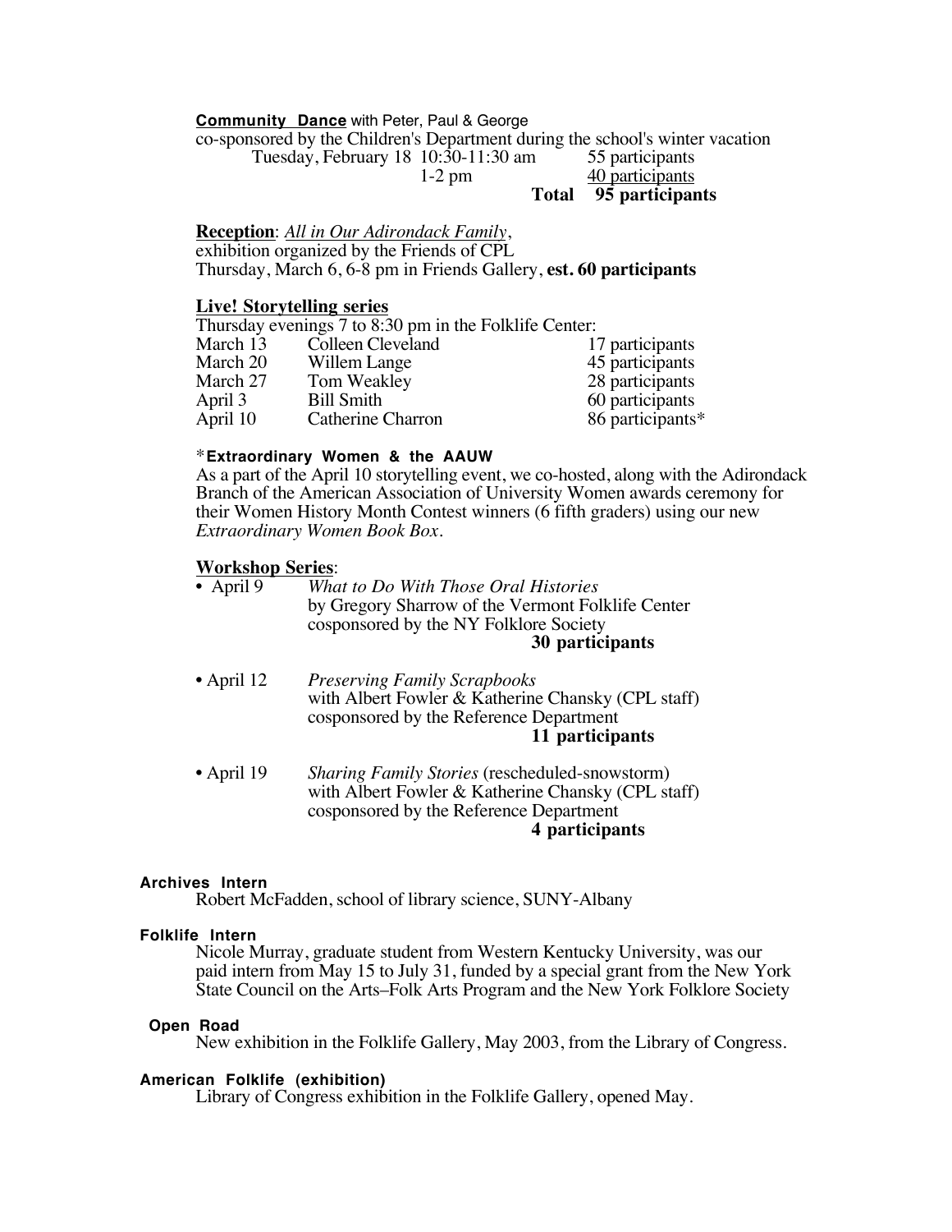**Community Dance** with Peter, Paul & George
co-sponsored by the Children's Department during the school's winter vacation

| | | |
|---|---|---|
| Tuesday, February 18 | 10:30-11:30 am | 55 participants |
| | 1-2 pm | 40 participants |
| | **Total** | **95 participants** |

**Reception**: *All in Our Adirondack Family*,
exhibition organized by the Friends of CPL
Thursday, March 6, 6-8 pm in Friends Gallery, **est. 60 participants**

**Live! Storytelling series**

Thursday evenings 7 to 8:30 pm in the Folklife Center:

| | | |
|---|---|---|
| March 13 | Colleen Cleveland | 17 participants |
| March 20 | Willem Lange | 45 participants |
| March 27 | Tom Weakley | 28 participants |
| April 3 | Bill Smith | 60 participants |
| April 10 | Catherine Charron | 86 participants* |

***Extraordinary Women & the AAUW**
As a part of the April 10 storytelling event, we co-hosted, along with the Adirondack Branch of the American Association of University Women awards ceremony for their Women History Month Contest winners (6 fifth graders) using our new *Extraordinary Women Book Box*.

**Workshop Series**:

- April 9 — *What to Do With Those Oral Histories*
  by Gregory Sharrow of the Vermont Folklife Center
  cosponsored by the NY Folklore Society
  **30 participants**

- April 12 — *Preserving Family Scrapbooks*
  with Albert Fowler & Katherine Chansky (CPL staff)
  cosponsored by the Reference Department
  **11 participants**

- April 19 — *Sharing Family Stories* (rescheduled-snowstorm)
  with Albert Fowler & Katherine Chansky (CPL staff)
  cosponsored by the Reference Department
  **4 participants**

**Archives Intern**
Robert McFadden, school of library science, SUNY-Albany

**Folklife Intern**
Nicole Murray, graduate student from Western Kentucky University, was our paid intern from May 15 to July 31, funded by a special grant from the New York State Council on the Arts–Folk Arts Program and the New York Folklore Society

**Open Road**
New exhibition in the Folklife Gallery, May 2003, from the Library of Congress.

**American Folklife (exhibition)**
Library of Congress exhibition in the Folklife Gallery, opened May.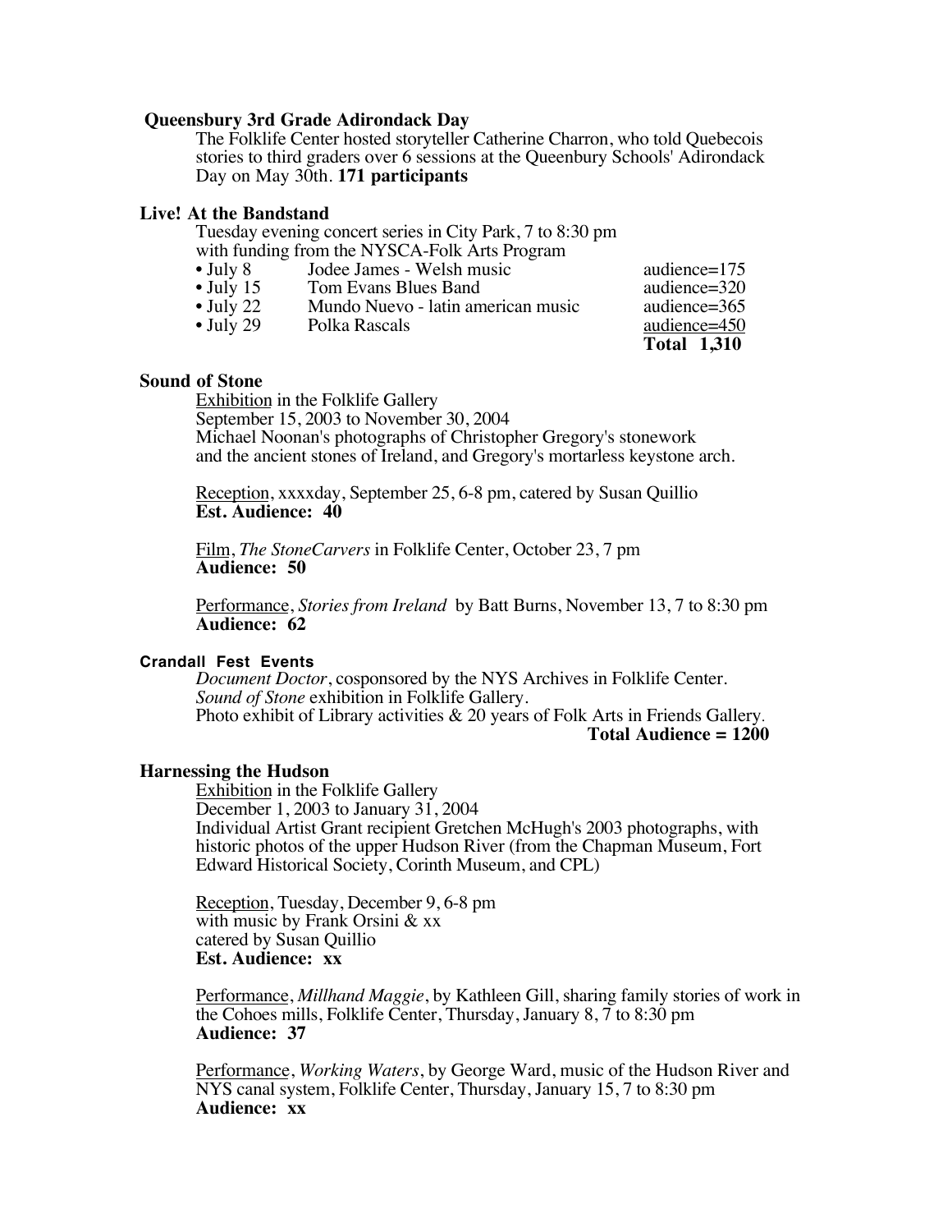### Queensbury 3rd Grade Adirondack Day

The Folklife Center hosted storyteller Catherine Charron, who told Quebecois stories to third graders over 6 sessions at the Queensbury Schools' Adirondack Day on May 30th. **171 participants**

### Live! At the Bandstand

Tuesday evening concert series in City Park, 7 to 8:30 pm
with funding from the NYSCA-Folk Arts Program

| | | |
|---|---|---|
| • July 8 | Jodee James - Welsh music | audience=175 |
| • July 15 | Tom Evans Blues Band | audience=320 |
| • July 22 | Mundo Nuevo - latin american music | audience=365 |
| • July 29 | Polka Rascals | audience=450 |
| | | **Total 1,310** |

### Sound of Stone

Exhibition in the Folklife Gallery
September 15, 2003 to November 30, 2004
Michael Noonan's photographs of Christopher Gregory's stonework and the ancient stones of Ireland, and Gregory's mortarless keystone arch.

Reception, xxxxday, September 25, 6-8 pm, catered by Susan Quillio
**Est. Audience: 40**

Film, *The StoneCarvers* in Folklife Center, October 23, 7 pm
**Audience: 50**

Performance, *Stories from Ireland* by Batt Burns, November 13, 7 to 8:30 pm
**Audience: 62**

#### Crandall Fest Events

*Document Doctor*, cosponsored by the NYS Archives in Folklife Center.
*Sound of Stone* exhibition in Folklife Gallery.
Photo exhibit of Library activities & 20 years of Folk Arts in Friends Gallery.
**Total Audience = 1200**

### Harnessing the Hudson

Exhibition in the Folklife Gallery
December 1, 2003 to January 31, 2004
Individual Artist Grant recipient Gretchen McHugh's 2003 photographs, with historic photos of the upper Hudson River (from the Chapman Museum, Fort Edward Historical Society, Corinth Museum, and CPL)

Reception, Tuesday, December 9, 6-8 pm
with music by Frank Orsini & xx
catered by Susan Quillio
**Est. Audience: xx**

Performance, *Millhand Maggie*, by Kathleen Gill, sharing family stories of work in the Cohoes mills, Folklife Center, Thursday, January 8, 7 to 8:30 pm
**Audience: 37**

Performance, *Working Waters*, by George Ward, music of the Hudson River and NYS canal system, Folklife Center, Thursday, January 15, 7 to 8:30 pm
**Audience: xx**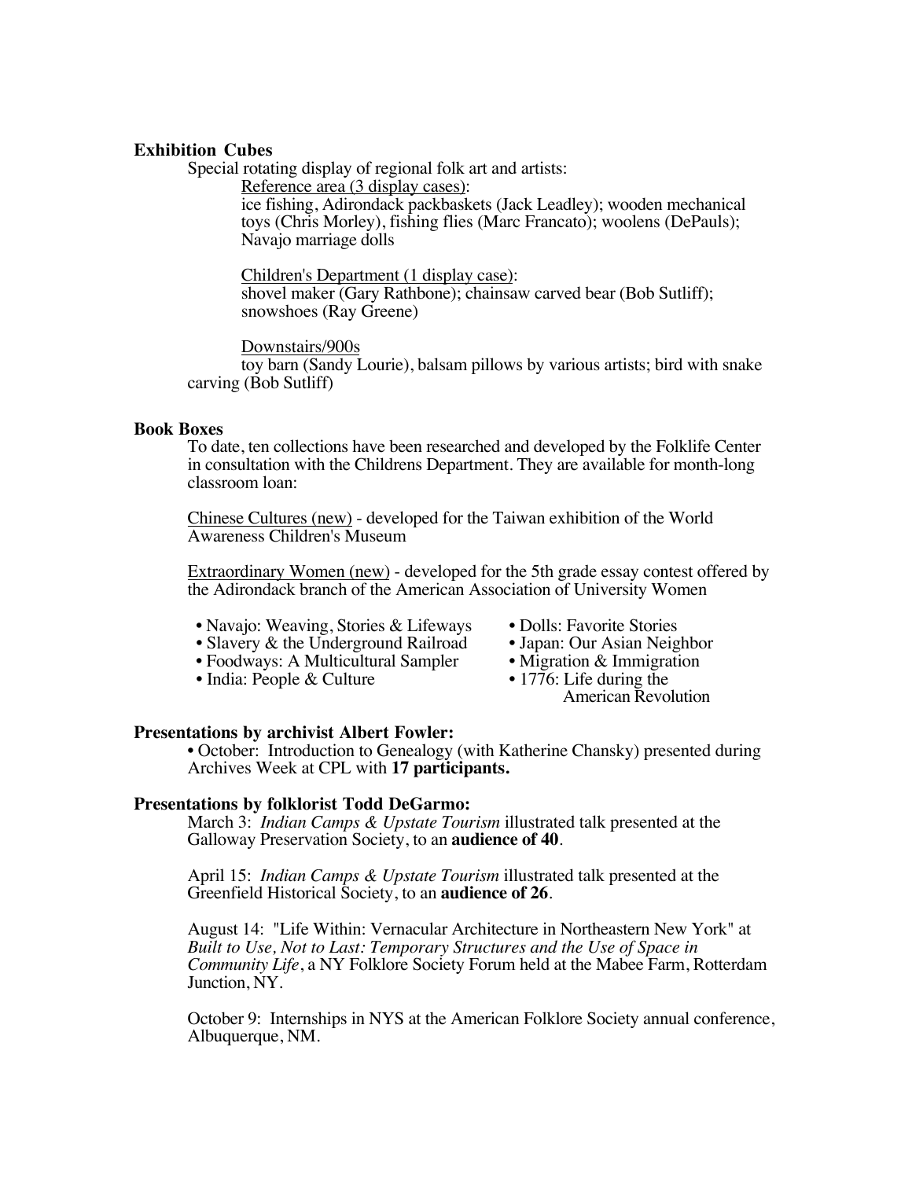**Exhibition Cubes**

Special rotating display of regional folk art and artists:

Reference area (3 display cases):
ice fishing, Adirondack packbaskets (Jack Leadley); wooden mechanical toys (Chris Morley), fishing flies (Marc Francato); woolens (DePauls); Navajo marriage dolls

Children's Department (1 display case):
shovel maker (Gary Rathbone); chainsaw carved bear (Bob Sutliff); snowshoes (Ray Greene)

Downstairs/900s
toy barn (Sandy Lourie), balsam pillows by various artists; bird with snake carving (Bob Sutliff)

**Book Boxes**

To date, ten collections have been researched and developed by the Folklife Center in consultation with the Childrens Department. They are available for month-long classroom loan:

Chinese Cultures (new) - developed for the Taiwan exhibition of the World Awareness Children's Museum

Extraordinary Women (new) - developed for the 5th grade essay contest offered by the Adirondack branch of the American Association of University Women

- Navajo: Weaving, Stories & Lifeways
- Slavery & the Underground Railroad
- Foodways: A Multicultural Sampler
- India: People & Culture
- Dolls: Favorite Stories
- Japan: Our Asian Neighbor
- Migration & Immigration
- 1776: Life during the American Revolution

**Presentations by archivist Albert Fowler:**

- October: Introduction to Genealogy (with Katherine Chansky) presented during Archives Week at CPL with **17 participants.**

**Presentations by folklorist Todd DeGarmo:**

March 3: *Indian Camps & Upstate Tourism* illustrated talk presented at the Galloway Preservation Society, to an **audience of 40**.

April 15: *Indian Camps & Upstate Tourism* illustrated talk presented at the Greenfield Historical Society, to an **audience of 26**.

August 14: "Life Within: Vernacular Architecture in Northeastern New York" at *Built to Use, Not to Last: Temporary Structures and the Use of Space in Community Life*, a NY Folklore Society Forum held at the Mabee Farm, Rotterdam Junction, NY.

October 9: Internships in NYS at the American Folklore Society annual conference, Albuquerque, NM.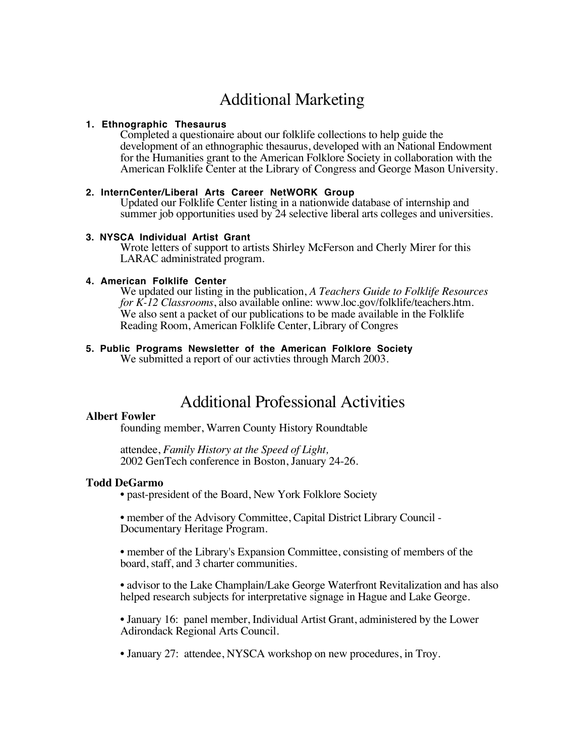# Additional Marketing

**1. Ethnographic Thesaurus**

Completed a questionaire about our folklife collections to help guide the development of an ethnographic thesaurus, developed with an National Endowment for the Humanities grant to the American Folklore Society in collaboration with the American Folklife Center at the Library of Congress and George Mason University.

**2. InternCenter/Liberal Arts Career NetWORK Group**

Updated our Folklife Center listing in a nationwide database of internship and summer job opportunities used by 24 selective liberal arts colleges and universities.

**3. NYSCA Individual Artist Grant**

Wrote letters of support to artists Shirley McFerson and Cherly Mirer for this LARAC administrated program.

**4. American Folklife Center**

We updated our listing in the publication, *A Teachers Guide to Folklife Resources for K-12 Classrooms*, also available online: www.loc.gov/folklife/teachers.htm. We also sent a packet of our publications to be made available in the Folklife Reading Room, American Folklife Center, Library of Congres

**5. Public Programs Newsletter of the American Folklore Society**

We submitted a report of our activties through March 2003.

# Additional Professional Activities

**Albert Fowler**

founding member, Warren County History Roundtable

attendee, *Family History at the Speed of Light,* 2002 GenTech conference in Boston, January 24-26.

**Todd DeGarmo**

- past-president of the Board, New York Folklore Society
- member of the Advisory Committee, Capital District Library Council - Documentary Heritage Program.
- member of the Library's Expansion Committee, consisting of members of the board, staff, and 3 charter communities.
- advisor to the Lake Champlain/Lake George Waterfront Revitalization and has also helped research subjects for interpretative signage in Hague and Lake George.
- January 16: panel member, Individual Artist Grant, administered by the Lower Adirondack Regional Arts Council.
- January 27: attendee, NYSCA workshop on new procedures, in Troy.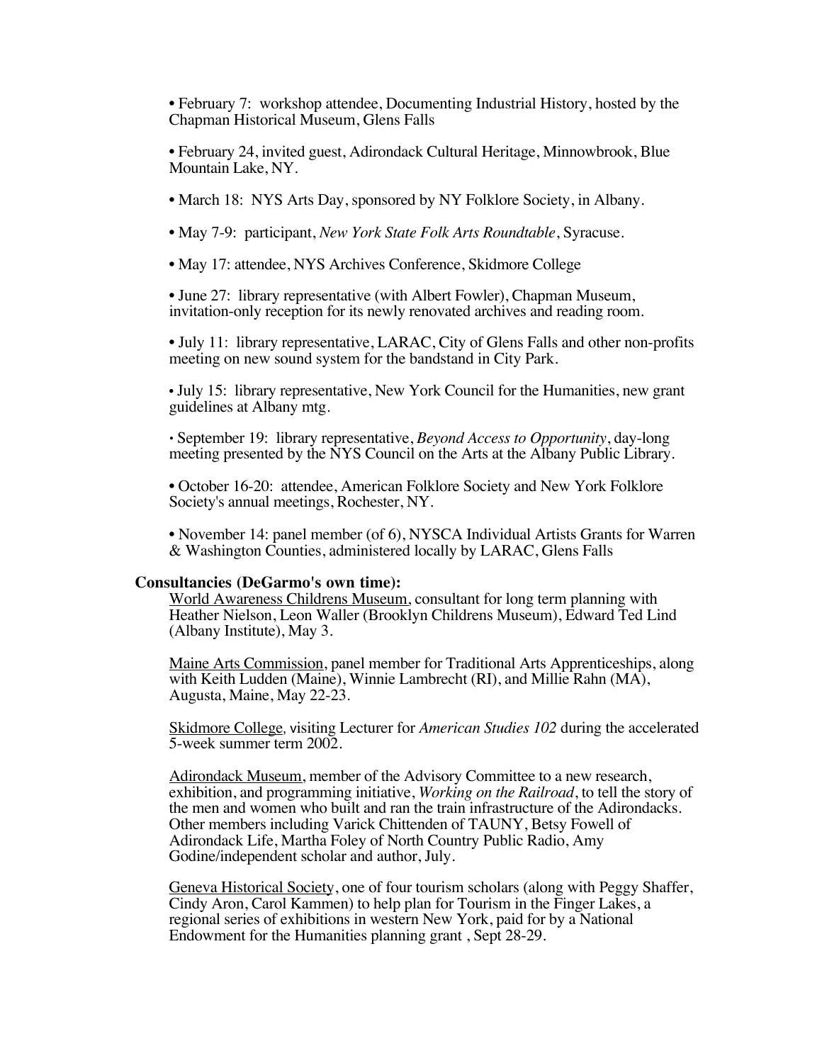• February 7: workshop attendee, Documenting Industrial History, hosted by the Chapman Historical Museum, Glens Falls

• February 24, invited guest, Adirondack Cultural Heritage, Minnowbrook, Blue Mountain Lake, NY.

• March 18: NYS Arts Day, sponsored by NY Folklore Society, in Albany.

• May 7-9: participant, *New York State Folk Arts Roundtable*, Syracuse.

• May 17: attendee, NYS Archives Conference, Skidmore College

• June 27: library representative (with Albert Fowler), Chapman Museum, invitation-only reception for its newly renovated archives and reading room.

• July 11: library representative, LARAC, City of Glens Falls and other non-profits meeting on new sound system for the bandstand in City Park.

• July 15: library representative, New York Council for the Humanities, new grant guidelines at Albany mtg.

• September 19: library representative, *Beyond Access to Opportunity*, day-long meeting presented by the NYS Council on the Arts at the Albany Public Library.

• October 16-20: attendee, American Folklore Society and New York Folklore Society's annual meetings, Rochester, NY.

• November 14: panel member (of 6), NYSCA Individual Artists Grants for Warren & Washington Counties, administered locally by LARAC, Glens Falls

**Consultancies (DeGarmo's own time):**

World Awareness Childrens Museum, consultant for long term planning with Heather Nielson, Leon Waller (Brooklyn Childrens Museum), Edward Ted Lind (Albany Institute), May 3.

Maine Arts Commission, panel member for Traditional Arts Apprenticeships, along with Keith Ludden (Maine), Winnie Lambrecht (RI), and Millie Rahn (MA), Augusta, Maine, May 22-23.

Skidmore College, visiting Lecturer for *American Studies 102* during the accelerated 5-week summer term 2002.

Adirondack Museum, member of the Advisory Committee to a new research, exhibition, and programming initiative, *Working on the Railroad*, to tell the story of the men and women who built and ran the train infrastructure of the Adirondacks. Other members including Varick Chittenden of TAUNY, Betsy Fowell of Adirondack Life, Martha Foley of North Country Public Radio, Amy Godine/independent scholar and author, July.

Geneva Historical Society, one of four tourism scholars (along with Peggy Shaffer, Cindy Aron, Carol Kammen) to help plan for Tourism in the Finger Lakes, a regional series of exhibitions in western New York, paid for by a National Endowment for the Humanities planning grant , Sept 28-29.